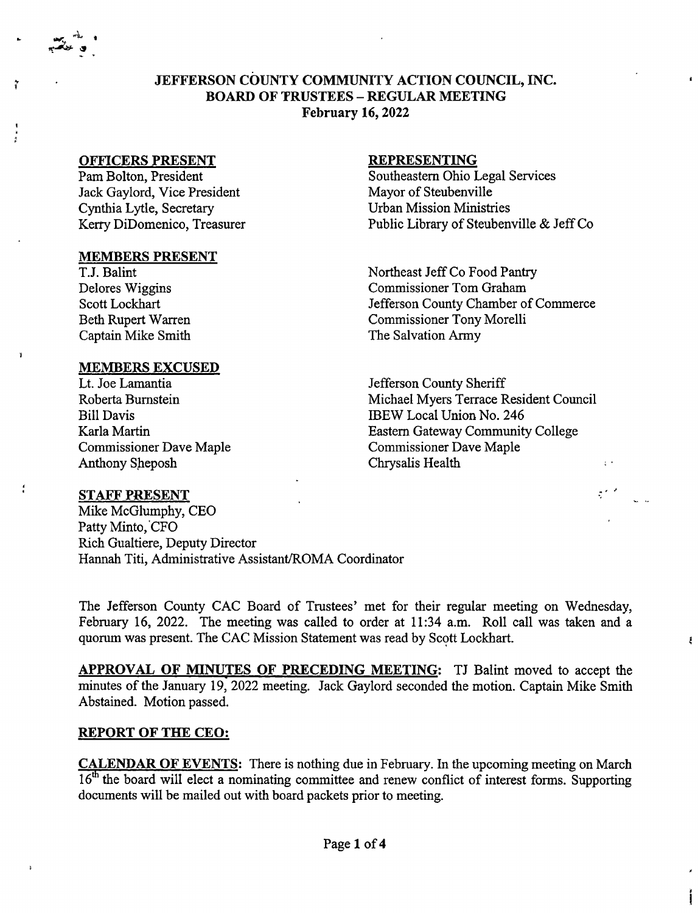# JEFFERSON COUNTY COMMUNITY ACTION COUNCIL, INC.
## BOARD OF TRUSTEES – REGULAR MEETING
### February 16, 2022

| OFFICERS PRESENT | REPRESENTING |
|---|---|
| Pam Bolton, President | Southeastern Ohio Legal Services |
| Jack Gaylord, Vice President | Mayor of Steubenville |
| Cynthia Lytle, Secretary | Urban Mission Ministries |
| Kerry DiDomenico, Treasurer | Public Library of Steubenville & Jeff Co |

| MEMBERS PRESENT | |
|---|---|
| T.J. Balint | Northeast Jeff Co Food Pantry |
| Delores Wiggins | Commissioner Tom Graham |
| Scott Lockhart | Jefferson County Chamber of Commerce |
| Beth Rupert Warren | Commissioner Tony Morelli |
| Captain Mike Smith | The Salvation Army |

| MEMBERS EXCUSED | |
|---|---|
| Lt. Joe Lamantia | Jefferson County Sheriff |
| Roberta Burnstein | Michael Myers Terrace Resident Council |
| Bill Davis | IBEW Local Union No. 246 |
| Karla Martin | Eastern Gateway Community College |
| Commissioner Dave Maple | Commissioner Dave Maple |
| Anthony Sheposh | Chrysalis Health |

**STAFF PRESENT**

Mike McGlumphy, CEO
Patty Minto, CFO
Rich Gualtiere, Deputy Director
Hannah Titi, Administrative Assistant/ROMA Coordinator

The Jefferson County CAC Board of Trustees' met for their regular meeting on Wednesday, February 16, 2022. The meeting was called to order at 11:34 a.m. Roll call was taken and a quorum was present. The CAC Mission Statement was read by Scott Lockhart.

**APPROVAL OF MINUTES OF PRECEDING MEETING:** TJ Balint moved to accept the minutes of the January 19, 2022 meeting. Jack Gaylord seconded the motion. Captain Mike Smith Abstained. Motion passed.

**REPORT OF THE CEO:**

**CALENDAR OF EVENTS:** There is nothing due in February. In the upcoming meeting on March 16th the board will elect a nominating committee and renew conflict of interest forms. Supporting documents will be mailed out with board packets prior to meeting.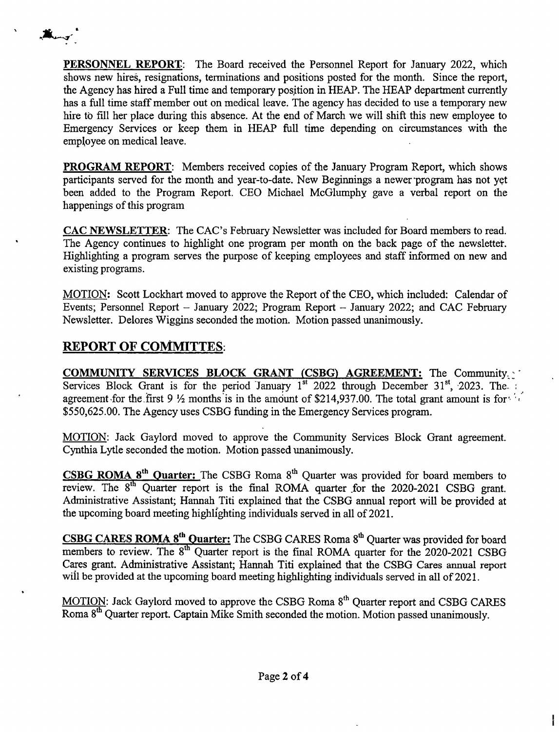**PERSONNEL REPORT**: The Board received the Personnel Report for January 2022, which shows new hires, resignations, terminations and positions posted for the month. Since the report, the Agency has hired a Full time and temporary position in HEAP. The HEAP department currently has a full time staff member out on medical leave. The agency has decided to use a temporary new hire to fill her place during this absence. At the end of March we will shift this new employee to Emergency Services or keep them in HEAP full time depending on circumstances with the employee on medical leave.

**PROGRAM REPORT**: Members received copies of the January Program Report, which shows participants served for the month and year-to-date. New Beginnings a newer program has not yet been added to the Program Report. CEO Michael McGlumphy gave a verbal report on the happenings of this program

**CAC NEWSLETTER**: The CAC's February Newsletter was included for Board members to read. The Agency continues to highlight one program per month on the back page of the newsletter. Highlighting a program serves the purpose of keeping employees and staff informed on new and existing programs.

MOTION: Scott Lockhart moved to approve the Report of the CEO, which included: Calendar of Events; Personnel Report – January 2022; Program Report – January 2022; and CAC February Newsletter. Delores Wiggins seconded the motion. Motion passed unanimously.

## REPORT OF COMMITTES:

**COMMUNITY SERVICES BLOCK GRANT (CSBG) AGREEMENT:** The Community Services Block Grant is for the period January 1st 2022 through December 31st, 2023. The agreement for the first 9 ½ months is in the amount of $214,937.00. The total grant amount is for $550,625.00. The Agency uses CSBG funding in the Emergency Services program.

MOTION: Jack Gaylord moved to approve the Community Services Block Grant agreement. Cynthia Lytle seconded the motion. Motion passed unanimously.

**CSBG ROMA 8th Quarter:** The CSBG Roma 8th Quarter was provided for board members to review. The 8th Quarter report is the final ROMA quarter for the 2020-2021 CSBG grant. Administrative Assistant; Hannah Titi explained that the CSBG annual report will be provided at the upcoming board meeting highlighting individuals served in all of 2021.

**CSBG CARES ROMA 8th Quarter:** The CSBG CARES Roma 8th Quarter was provided for board members to review. The 8th Quarter report is the final ROMA quarter for the 2020-2021 CSBG Cares grant. Administrative Assistant; Hannah Titi explained that the CSBG Cares annual report will be provided at the upcoming board meeting highlighting individuals served in all of 2021.

MOTION: Jack Gaylord moved to approve the CSBG Roma 8th Quarter report and CSBG CARES Roma 8th Quarter report. Captain Mike Smith seconded the motion. Motion passed unanimously.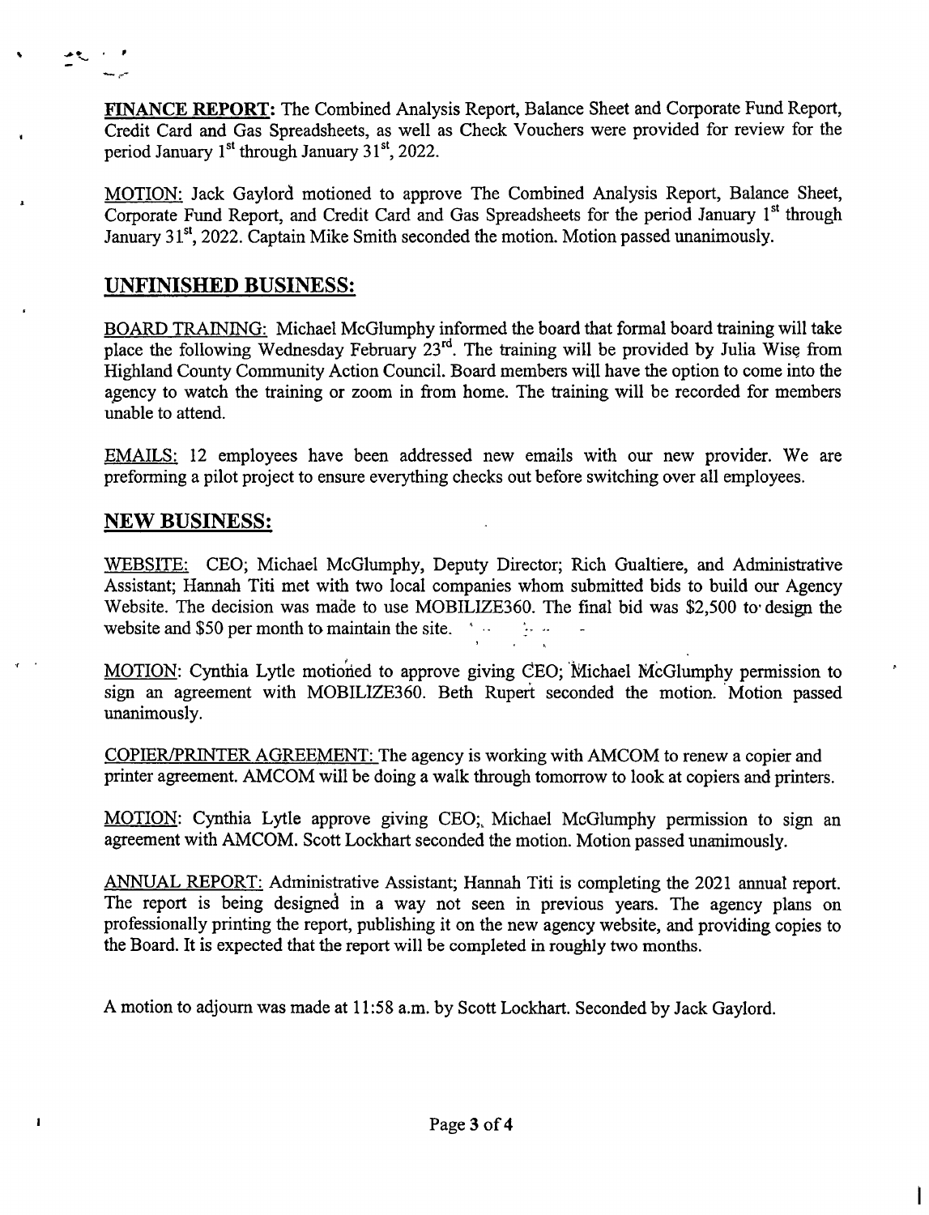**FINANCE REPORT:** The Combined Analysis Report, Balance Sheet and Corporate Fund Report, Credit Card and Gas Spreadsheets, as well as Check Vouchers were provided for review for the period January 1st through January 31st, 2022.

MOTION: Jack Gaylord motioned to approve The Combined Analysis Report, Balance Sheet, Corporate Fund Report, and Credit Card and Gas Spreadsheets for the period January 1st through January 31st, 2022. Captain Mike Smith seconded the motion. Motion passed unanimously.

## UNFINISHED BUSINESS:

BOARD TRAINING: Michael McGlumphy informed the board that formal board training will take place the following Wednesday February 23rd. The training will be provided by Julia Wise from Highland County Community Action Council. Board members will have the option to come into the agency to watch the training or zoom in from home. The training will be recorded for members unable to attend.

EMAILS: 12 employees have been addressed new emails with our new provider. We are preforming a pilot project to ensure everything checks out before switching over all employees.

## NEW BUSINESS:

WEBSITE: CEO; Michael McGlumphy, Deputy Director; Rich Gualtiere, and Administrative Assistant; Hannah Titi met with two local companies whom submitted bids to build our Agency Website. The decision was made to use MOBILIZE360. The final bid was $2,500 to design the website and $50 per month to maintain the site.

MOTION: Cynthia Lytle motioned to approve giving CEO; Michael McGlumphy permission to sign an agreement with MOBILIZE360. Beth Rupert seconded the motion. Motion passed unanimously.

COPIER/PRINTER AGREEMENT: The agency is working with AMCOM to renew a copier and printer agreement. AMCOM will be doing a walk through tomorrow to look at copiers and printers.

MOTION: Cynthia Lytle approve giving CEO; Michael McGlumphy permission to sign an agreement with AMCOM. Scott Lockhart seconded the motion. Motion passed unanimously.

ANNUAL REPORT: Administrative Assistant; Hannah Titi is completing the 2021 annual report. The report is being designed in a way not seen in previous years. The agency plans on professionally printing the report, publishing it on the new agency website, and providing copies to the Board. It is expected that the report will be completed in roughly two months.

A motion to adjourn was made at 11:58 a.m. by Scott Lockhart. Seconded by Jack Gaylord.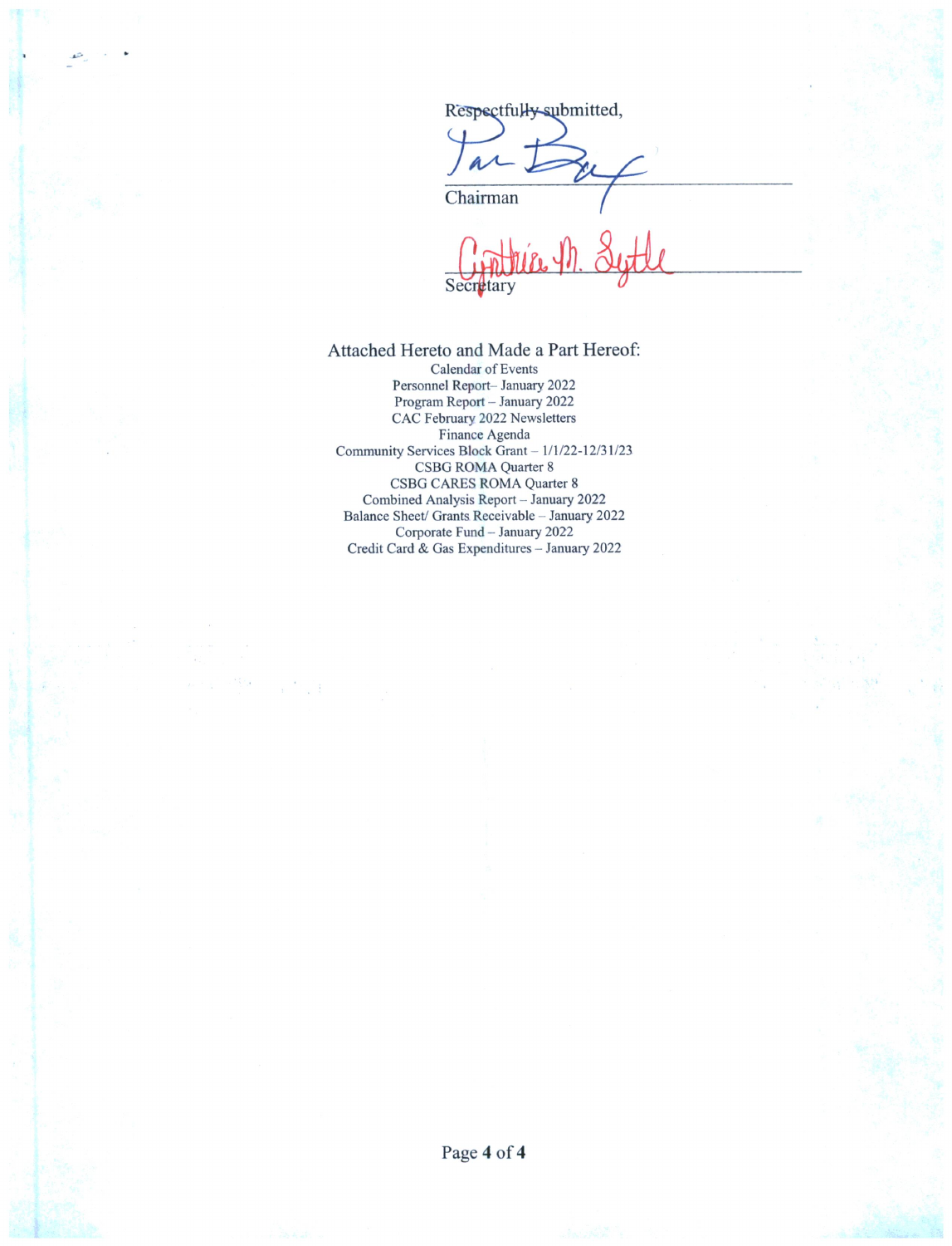Respectfully submitted,

Chairman

Secretary

Attached Hereto and Made a Part Hereof:

Calendar of Events
Personnel Report– January 2022
Program Report – January 2022
CAC February 2022 Newsletters
Finance Agenda
Community Services Block Grant – 1/1/22-12/31/23
CSBG ROMA Quarter 8
CSBG CARES ROMA Quarter 8
Combined Analysis Report – January 2022
Balance Sheet/ Grants Receivable – January 2022
Corporate Fund – January 2022
Credit Card & Gas Expenditures – January 2022